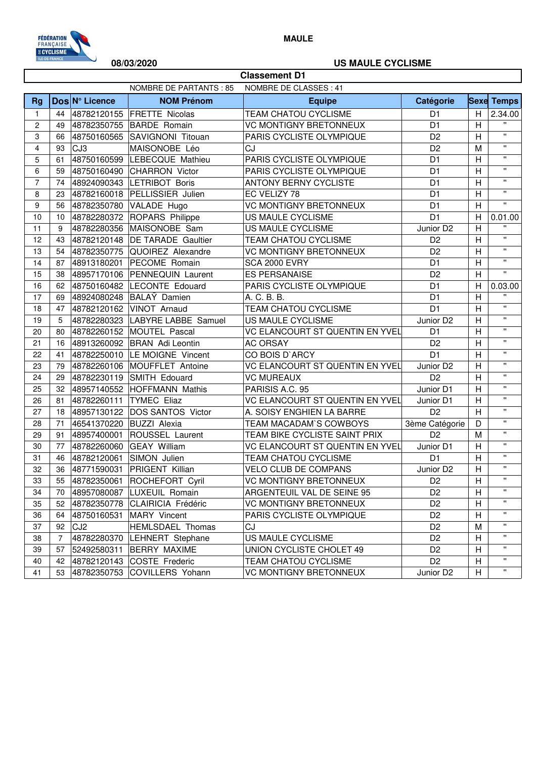MAULE

08/03/2020

US MAULE CYCLISME

## Classement D1

NOMBRE DE PARTANTS : 85 NOMBRE DE CLASSES : 41

| Rg | Dos | N° Licence | NOM Prénom | Equipe | Catégorie | Sexe | Temps |
|---|---|---|---|---|---|---|---|
| 1 | 44 | 48782120155 | FRETTE Nicolas | TEAM CHATOU CYCLISME | D1 | H | 2.34.00 |
| 2 | 49 | 48782350755 | BARDE Romain | VC MONTIGNY BRETONNEUX | D1 | H | " |
| 3 | 66 | 48750160565 | SAVIGNONI Titouan | PARIS CYCLISTE OLYMPIQUE | D2 | H | " |
| 4 | 93 | CJ3 | MAISONOBE Léo | CJ | D2 | M | " |
| 5 | 61 | 48750160599 | LEBECQUE Mathieu | PARIS CYCLISTE OLYMPIQUE | D1 | H | " |
| 6 | 59 | 48750160490 | CHARRON Victor | PARIS CYCLISTE OLYMPIQUE | D1 | H | " |
| 7 | 74 | 48924090343 | LETRIBOT Boris | ANTONY BERNY CYCLISTE | D1 | H | " |
| 8 | 23 | 48782160018 | PELLISSIER Julien | EC VELIZY 78 | D1 | H | " |
| 9 | 56 | 48782350780 | VALADE Hugo | VC MONTIGNY BRETONNEUX | D1 | H | " |
| 10 | 10 | 48782280372 | ROPARS Philippe | US MAULE CYCLISME | D1 | H | 0.01.00 |
| 11 | 9 | 48782280356 | MAISONOBE Sam | US MAULE CYCLISME | Junior D2 | H | " |
| 12 | 43 | 48782120148 | DE TARADE Gaultier | TEAM CHATOU CYCLISME | D2 | H | " |
| 13 | 54 | 48782350775 | QUOIREZ Alexandre | VC MONTIGNY BRETONNEUX | D2 | H | " |
| 14 | 87 | 48913180201 | PECOME Romain | SCA 2000 EVRY | D1 | H | " |
| 15 | 38 | 48957170106 | PENNEQUIN Laurent | ES PERSANAISE | D2 | H | " |
| 16 | 62 | 48750160482 | LECONTE Edouard | PARIS CYCLISTE OLYMPIQUE | D1 | H | 0.03.00 |
| 17 | 69 | 48924080248 | BALAŸ Damien | A. C. B. B. | D1 | H | " |
| 18 | 47 | 48782120162 | VINOT Arnaud | TEAM CHATOU CYCLISME | D1 | H | " |
| 19 | 5 | 48782280323 | LABYRE LABBE Samuel | US MAULE CYCLISME | Junior D2 | H | " |
| 20 | 80 | 48782260152 | MOUTEL Pascal | VC ELANCOURT ST QUENTIN EN YVEL | D1 | H | " |
| 21 | 16 | 48913260092 | BRAN Adi Leontin | AC ORSAY | D2 | H | " |
| 22 | 41 | 48782250010 | LE MOIGNE Vincent | CO BOIS D`ARCY | D1 | H | " |
| 23 | 79 | 48782260106 | MOUFFLET Antoine | VC ELANCOURT ST QUENTIN EN YVEL | Junior D2 | H | " |
| 24 | 29 | 48782230119 | SMITH Edouard | VC MUREAUX | D2 | H | " |
| 25 | 32 | 48957140552 | HOFFMANN Mathis | PARISIS A.C. 95 | Junior D1 | H | " |
| 26 | 81 | 48782260111 | TYMEC Eliaz | VC ELANCOURT ST QUENTIN EN YVEL | Junior D1 | H | " |
| 27 | 18 | 48957130122 | DOS SANTOS Victor | A. SOISY ENGHIEN LA BARRE | D2 | H | " |
| 28 | 71 | 46541370220 | BUZZI Alexia | TEAM MACADAM`S COWBOYS | 3ème Catégorie | D | " |
| 29 | 91 | 48957400001 | ROUSSEL Laurent | TEAM BIKE CYCLISTE SAINT PRIX | D2 | M | " |
| 30 | 77 | 48782260060 | GEAY William | VC ELANCOURT ST QUENTIN EN YVEL | Junior D1 | H | " |
| 31 | 46 | 48782120061 | SIMON Julien | TEAM CHATOU CYCLISME | D1 | H | " |
| 32 | 36 | 48771590031 | PRIGENT Killian | VELO CLUB DE COMPANS | Junior D2 | H | " |
| 33 | 55 | 48782350061 | ROCHEFORT Cyril | VC MONTIGNY BRETONNEUX | D2 | H | " |
| 34 | 70 | 48957080087 | LUXEUIL Romain | ARGENTEUIL VAL DE SEINE 95 | D2 | H | " |
| 35 | 52 | 48782350778 | CLAIRICIA Frédéric | VC MONTIGNY BRETONNEUX | D2 | H | " |
| 36 | 64 | 48750160531 | MARY Vincent | PARIS CYCLISTE OLYMPIQUE | D2 | H | " |
| 37 | 92 | CJ2 | HEMLSDAEL Thomas | CJ | D2 | M | " |
| 38 | 7 | 48782280370 | LEHNERT Stephane | US MAULE CYCLISME | D2 | H | " |
| 39 | 57 | 52492580311 | BERRY MAXIME | UNION CYCLISTE CHOLET 49 | D2 | H | " |
| 40 | 42 | 48782120143 | COSTE Frederic | TEAM CHATOU CYCLISME | D2 | H | " |
| 41 | 53 | 48782350753 | COVILLERS Yohann | VC MONTIGNY BRETONNEUX | Junior D2 | H | " |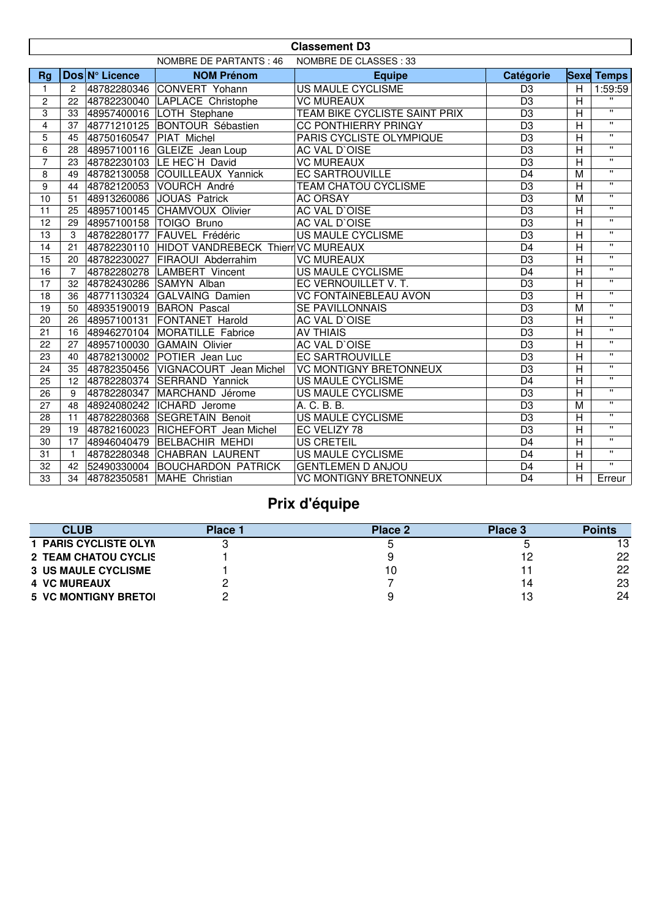## Classement D3

NOMBRE DE PARTANTS : 46 NOMBRE DE CLASSES : 33

| Rg | Dos | N° Licence | NOM Prénom | Equipe | Catégorie | Sexe | Temps |
|---|---|---|---|---|---|---|---|
| 1 | 2 | 48782280346 | CONVERT Yohann | US MAULE CYCLISME | D3 | H | 1:59:59 |
| 2 | 22 | 48782230040 | LAPLACE Christophe | VC MUREAUX | D3 | H | " |
| 3 | 33 | 48957400016 | LOTH Stephane | TEAM BIKE CYCLISTE SAINT PRIX | D3 | H | " |
| 4 | 37 | 48771210125 | BONTOUR Sébastien | CC PONTHIERRY PRINGY | D3 | H | " |
| 5 | 45 | 48750160547 | PIAT Michel | PARIS CYCLISTE OLYMPIQUE | D3 | H | " |
| 6 | 28 | 48957100116 | GLEIZE Jean Loup | AC VAL D`OISE | D3 | H | " |
| 7 | 23 | 48782230103 | LE HEC`H David | VC MUREAUX | D3 | H | " |
| 8 | 49 | 48782130058 | COUILLEAUX Yannick | EC SARTROUVILLE | D4 | M | " |
| 9 | 44 | 48782120053 | VOURCH André | TEAM CHATOU CYCLISME | D3 | H | " |
| 10 | 51 | 48913260086 | JOUAS Patrick | AC ORSAY | D3 | M | " |
| 11 | 25 | 48957100145 | CHAMVOUX Olivier | AC VAL D`OISE | D3 | H | " |
| 12 | 29 | 48957100158 | TOIGO Bruno | AC VAL D`OISE | D3 | H | " |
| 13 | 3 | 48782280177 | FAUVEL Frédéric | US MAULE CYCLISME | D3 | H | " |
| 14 | 21 | 48782230110 | HIDOT VANDREBECK Thierr | VC MUREAUX | D4 | H | " |
| 15 | 20 | 48782230027 | FIRAOUI Abderrahim | VC MUREAUX | D3 | H | " |
| 16 | 7 | 48782280278 | LAMBERT Vincent | US MAULE CYCLISME | D4 | H | " |
| 17 | 32 | 48782430286 | SAMYN Alban | EC VERNOUILLET V. T. | D3 | H | " |
| 18 | 36 | 48771130324 | GALVAING Damien | VC FONTAINEBLEAU AVON | D3 | H | " |
| 19 | 50 | 48935190019 | BARON Pascal | SE PAVILLONNAIS | D3 | M | " |
| 20 | 26 | 48957100131 | FONTANET Harold | AC VAL D`OISE | D3 | H | " |
| 21 | 16 | 48946270104 | MORATILLE Fabrice | AV THIAIS | D3 | H | " |
| 22 | 27 | 48957100030 | GAMAIN Olivier | AC VAL D`OISE | D3 | H | " |
| 23 | 40 | 48782130002 | POTIER Jean Luc | EC SARTROUVILLE | D3 | H | " |
| 24 | 35 | 48782350456 | VIGNACOURT Jean Michel | VC MONTIGNY BRETONNEUX | D3 | H | " |
| 25 | 12 | 48782280374 | SERRAND Yannick | US MAULE CYCLISME | D4 | H | " |
| 26 | 9 | 48782280347 | MARCHAND Jérome | US MAULE CYCLISME | D3 | H | " |
| 27 | 48 | 48924080242 | ICHARD Jerome | A. C. B. B. | D3 | M | " |
| 28 | 11 | 48782280368 | SEGRETAIN Benoit | US MAULE CYCLISME | D3 | H | " |
| 29 | 19 | 48782160023 | RICHEFORT Jean Michel | EC VELIZY 78 | D3 | H | " |
| 30 | 17 | 48946040479 | BELBACHIR MEHDI | US CRETEIL | D4 | H | " |
| 31 | 1 | 48782280348 | CHABRAN LAURENT | US MAULE CYCLISME | D4 | H | " |
| 32 | 42 | 52490330004 | BOUCHARDON PATRICK | GENTLEMEN D ANJOU | D4 | H | " |
| 33 | 34 | 48782350581 | MAHE Christian | VC MONTIGNY BRETONNEUX | D4 | H | Erreur |

## Prix d'équipe

| CLUB | Place 1 | Place 2 | Place 3 | Points |
|---|---|---|---|---|
| **1 PARIS CYCLISTE OLYM** | 3 | 5 | 5 | 13 |
| **2 TEAM CHATOU CYCLIS** | 1 | 9 | 12 | 22 |
| **3 US MAULE CYCLISME** | 1 | 10 | 11 | 22 |
| **4 VC MUREAUX** | 2 | 7 | 14 | 23 |
| **5 VC MONTIGNY BRETOI** | 2 | 9 | 13 | 24 |